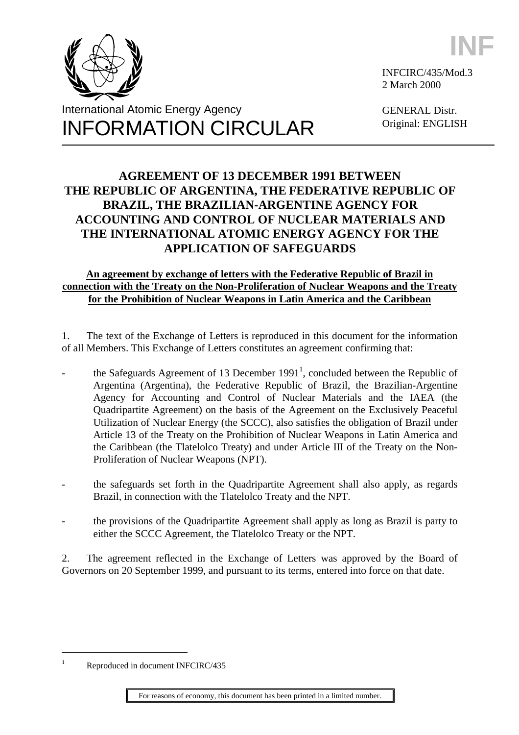INF

INFCIRC/435/Mod.3
2 March 2000

GENERAL Distr.
Original: ENGLISH

International Atomic Energy Agency
# INFORMATION CIRCULAR

## AGREEMENT OF 13 DECEMBER 1991 BETWEEN THE REPUBLIC OF ARGENTINA, THE FEDERATIVE REPUBLIC OF BRAZIL, THE BRAZILIAN-ARGENTINE AGENCY FOR ACCOUNTING AND CONTROL OF NUCLEAR MATERIALS AND THE INTERNATIONAL ATOMIC ENERGY AGENCY FOR THE APPLICATION OF SAFEGUARDS

**An agreement by exchange of letters with the Federative Republic of Brazil in connection with the Treaty on the Non-Proliferation of Nuclear Weapons and the Treaty for the Prohibition of Nuclear Weapons in Latin America and the Caribbean**

1. The text of the Exchange of Letters is reproduced in this document for the information of all Members. This Exchange of Letters constitutes an agreement confirming that:

- the Safeguards Agreement of 13 December 1991[1], concluded between the Republic of Argentina (Argentina), the Federative Republic of Brazil, the Brazilian-Argentine Agency for Accounting and Control of Nuclear Materials and the IAEA (the Quadripartite Agreement) on the basis of the Agreement on the Exclusively Peaceful Utilization of Nuclear Energy (the SCCC), also satisfies the obligation of Brazil under Article 13 of the Treaty on the Prohibition of Nuclear Weapons in Latin America and the Caribbean (the Tlatelolco Treaty) and under Article III of the Treaty on the Non-Proliferation of Nuclear Weapons (NPT).

- the safeguards set forth in the Quadripartite Agreement shall also apply, as regards Brazil, in connection with the Tlatelolco Treaty and the NPT.

- the provisions of the Quadripartite Agreement shall apply as long as Brazil is party to either the SCCC Agreement, the Tlatelolco Treaty or the NPT.

2. The agreement reflected in the Exchange of Letters was approved by the Board of Governors on 20 September 1999, and pursuant to its terms, entered into force on that date.

---

[1] Reproduced in document INFCIRC/435

For reasons of economy, this document has been printed in a limited number.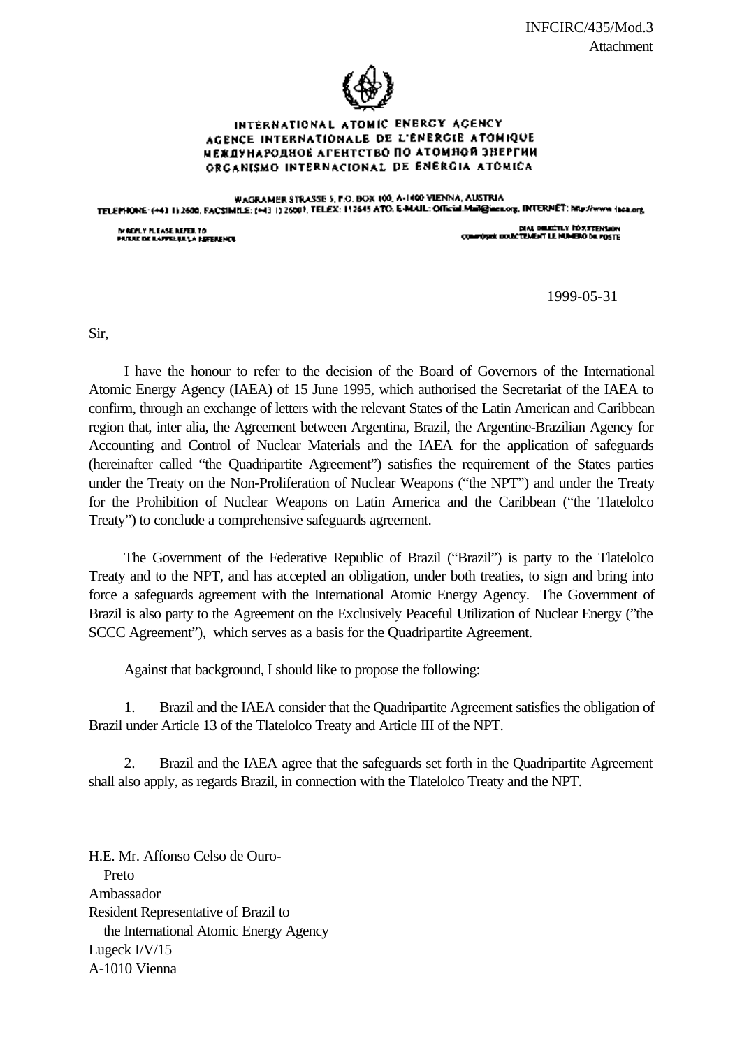INFCIRC/435/Mod.3
Attachment

INTERNATIONAL ATOMIC ENERGY AGENCY
AGENCE INTERNATIONALE DE L'ENERGIE ATOMIQUE
МЕЖДУНАРОДНОЕ АГЕНТСТВО ПО АТОМНОЙ ЭНЕРГИИ
ORGANISMO INTERNACIONAL DE ENERGIA ATOMICA

WAGRAMER STRASSE 5, P.O. BOX 100, A-1400 VIENNA, AUSTRIA
TELEPHONE: (+43 1) 2600, FACSIMILE: (+43 1) 26007, TELEX: 112645 ATO, E-MAIL: Official.Mail@iaea.org, INTERNET: http://www.iaea.org

IN REPLY PLEASE REFER TO
PRIERE DE RAPPELER LA REFERENCE

DIAL DIRECTLY TO EXTENSION
COMPOSER DIRECTEMENT LE NUMERO DE POSTE

1999-05-31

Sir,

I have the honour to refer to the decision of the Board of Governors of the International Atomic Energy Agency (IAEA) of 15 June 1995, which authorised the Secretariat of the IAEA to confirm, through an exchange of letters with the relevant States of the Latin American and Caribbean region that, inter alia, the Agreement between Argentina, Brazil, the Argentine-Brazilian Agency for Accounting and Control of Nuclear Materials and the IAEA for the application of safeguards (hereinafter called "the Quadripartite Agreement") satisfies the requirement of the States parties under the Treaty on the Non-Proliferation of Nuclear Weapons ("the NPT") and under the Treaty for the Prohibition of Nuclear Weapons on Latin America and the Caribbean ("the Tlatelolco Treaty") to conclude a comprehensive safeguards agreement.

The Government of the Federative Republic of Brazil ("Brazil") is party to the Tlatelolco Treaty and to the NPT, and has accepted an obligation, under both treaties, to sign and bring into force a safeguards agreement with the International Atomic Energy Agency. The Government of Brazil is also party to the Agreement on the Exclusively Peaceful Utilization of Nuclear Energy ("the SCCC Agreement"), which serves as a basis for the Quadripartite Agreement.

Against that background, I should like to propose the following:

1. Brazil and the IAEA consider that the Quadripartite Agreement satisfies the obligation of Brazil under Article 13 of the Tlatelolco Treaty and Article III of the NPT.

2. Brazil and the IAEA agree that the safeguards set forth in the Quadripartite Agreement shall also apply, as regards Brazil, in connection with the Tlatelolco Treaty and the NPT.

H.E. Mr. Affonso Celso de Ouro-Preto
Ambassador
Resident Representative of Brazil to the International Atomic Energy Agency
Lugeck I/V/15
A-1010 Vienna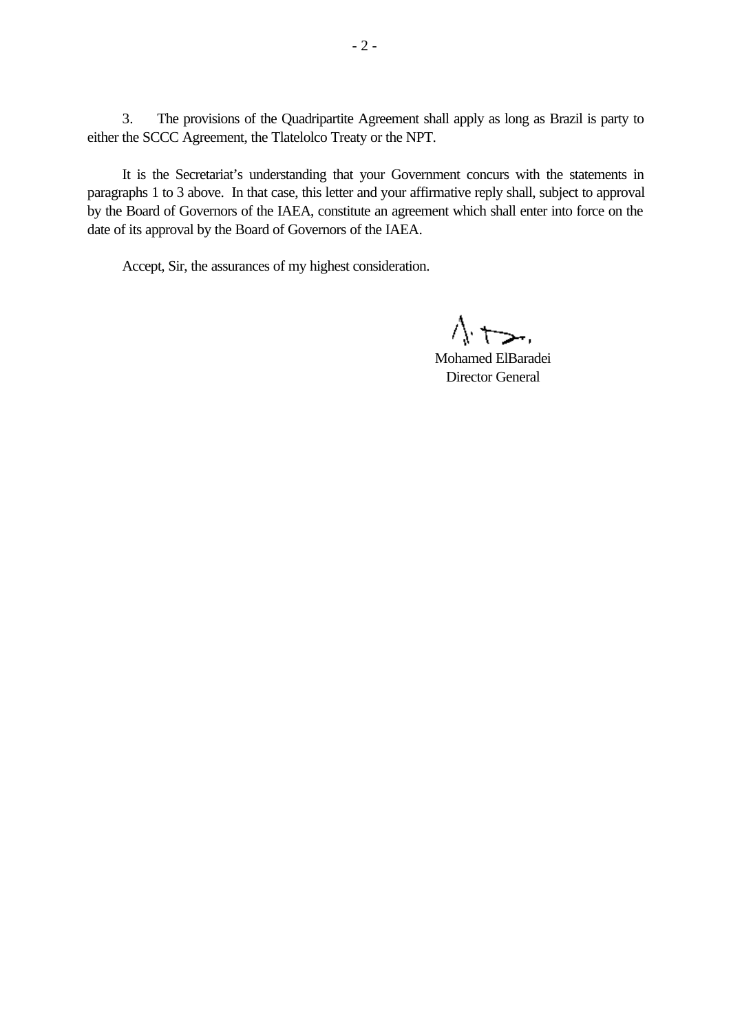3. The provisions of the Quadripartite Agreement shall apply as long as Brazil is party to either the SCCC Agreement, the Tlatelolco Treaty or the NPT.

It is the Secretariat's understanding that your Government concurs with the statements in paragraphs 1 to 3 above. In that case, this letter and your affirmative reply shall, subject to approval by the Board of Governors of the IAEA, constitute an agreement which shall enter into force on the date of its approval by the Board of Governors of the IAEA.

Accept, Sir, the assurances of my highest consideration.

Mohamed ElBaradei
Director General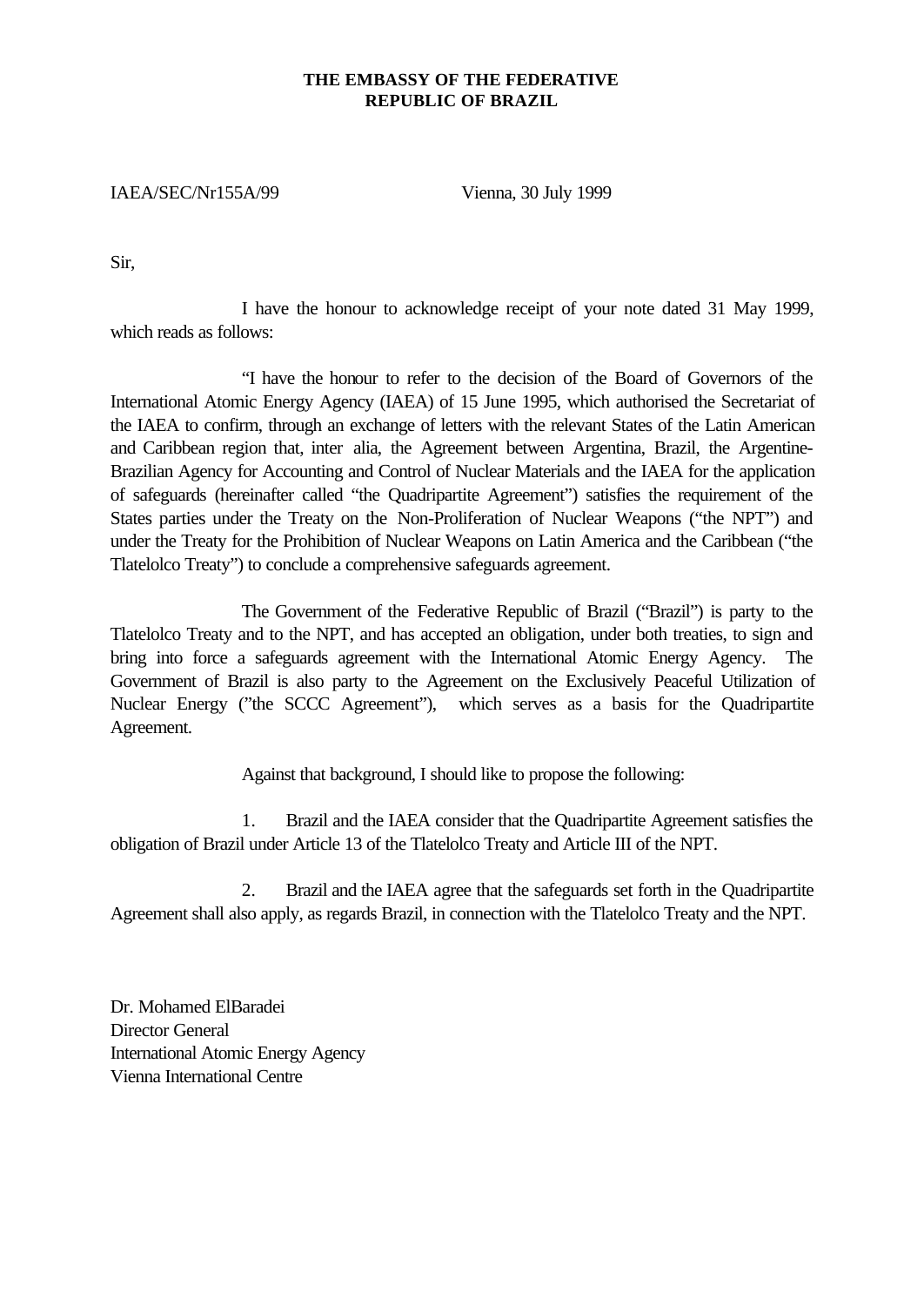**THE EMBASSY OF THE FEDERATIVE REPUBLIC OF BRAZIL**

IAEA/SEC/Nr155A/99 Vienna, 30 July 1999

Sir,

I have the honour to acknowledge receipt of your note dated 31 May 1999, which reads as follows:

"I have the honour to refer to the decision of the Board of Governors of the International Atomic Energy Agency (IAEA) of 15 June 1995, which authorised the Secretariat of the IAEA to confirm, through an exchange of letters with the relevant States of the Latin American and Caribbean region that, inter alia, the Agreement between Argentina, Brazil, the Argentine-Brazilian Agency for Accounting and Control of Nuclear Materials and the IAEA for the application of safeguards (hereinafter called "the Quadripartite Agreement") satisfies the requirement of the States parties under the Treaty on the Non-Proliferation of Nuclear Weapons ("the NPT") and under the Treaty for the Prohibition of Nuclear Weapons on Latin America and the Caribbean ("the Tlatelolco Treaty") to conclude a comprehensive safeguards agreement.

The Government of the Federative Republic of Brazil ("Brazil") is party to the Tlatelolco Treaty and to the NPT, and has accepted an obligation, under both treaties, to sign and bring into force a safeguards agreement with the International Atomic Energy Agency. The Government of Brazil is also party to the Agreement on the Exclusively Peaceful Utilization of Nuclear Energy ("the SCCC Agreement"), which serves as a basis for the Quadripartite Agreement.

Against that background, I should like to propose the following:

1. Brazil and the IAEA consider that the Quadripartite Agreement satisfies the obligation of Brazil under Article 13 of the Tlatelolco Treaty and Article III of the NPT.

2. Brazil and the IAEA agree that the safeguards set forth in the Quadripartite Agreement shall also apply, as regards Brazil, in connection with the Tlatelolco Treaty and the NPT.

Dr. Mohamed ElBaradei
Director General
International Atomic Energy Agency
Vienna International Centre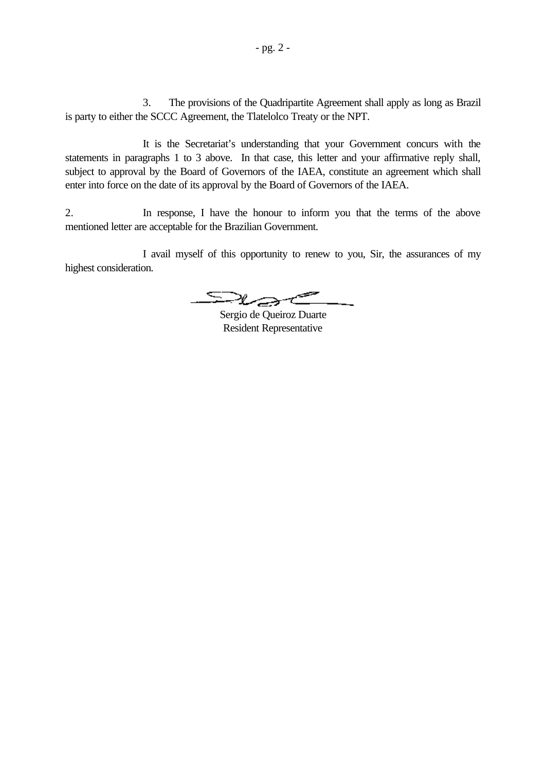3. The provisions of the Quadripartite Agreement shall apply as long as Brazil is party to either the SCCC Agreement, the Tlatelolco Treaty or the NPT.

It is the Secretariat's understanding that your Government concurs with the statements in paragraphs 1 to 3 above. In that case, this letter and your affirmative reply shall, subject to approval by the Board of Governors of the IAEA, constitute an agreement which shall enter into force on the date of its approval by the Board of Governors of the IAEA.

2. In response, I have the honour to inform you that the terms of the above mentioned letter are acceptable for the Brazilian Government.

I avail myself of this opportunity to renew to you, Sir, the assurances of my highest consideration.

Sergio de Queiroz Duarte
Resident Representative